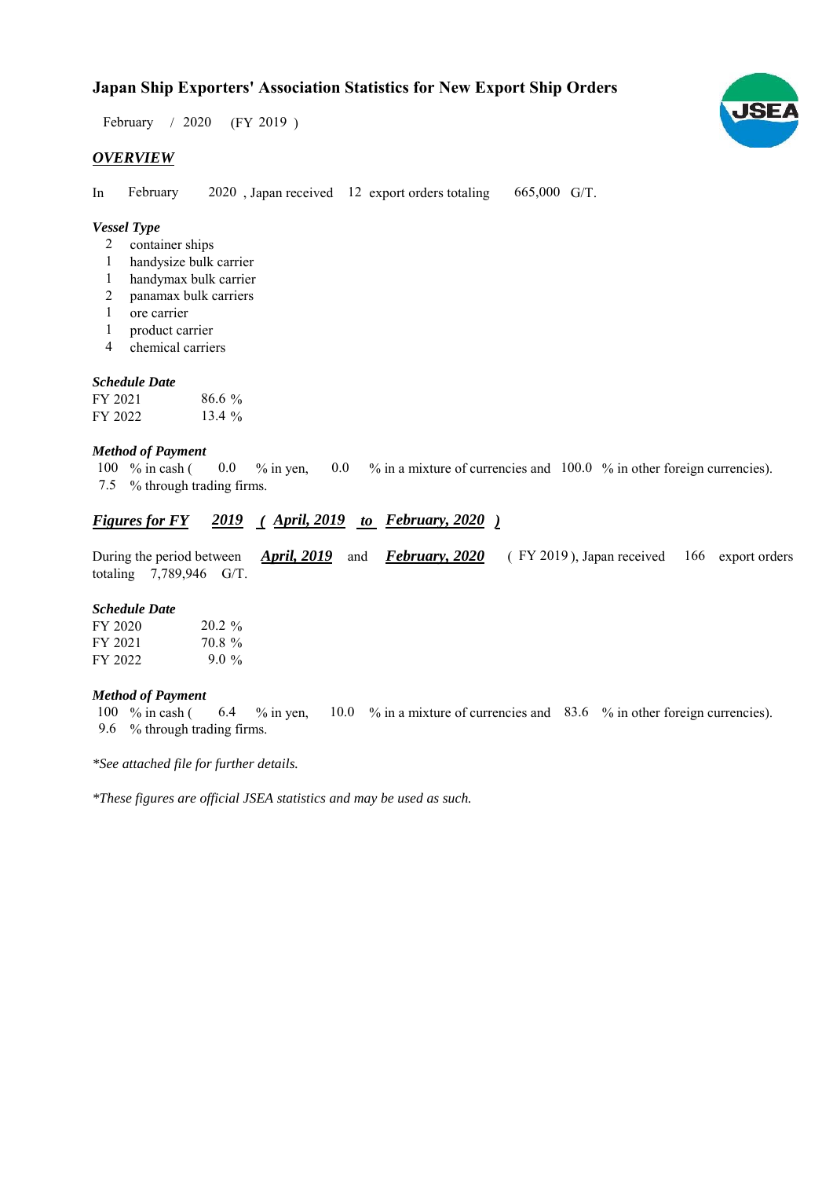# Japan Ship Exporters' Association Statistics for New Export Ship Orders

February / 2020 (FY 2019 )

## *OVERVIEW*

In February 2020 , Japan received 12 export orders totaling 665,000 G/T.

### *Vessel Type*

- 2 container ships
- 1 handysize bulk carrier
- 1 handymax bulk carrier
- 2 panamax bulk carriers
- 1 ore carrier
- 1 product carrier
- 4 chemical carriers

### *Schedule Date*

| | |
|---|---|
| FY 2021 | 86.6 % |
| FY 2022 | 13.4 % |

### *Method of Payment*

100 % in cash ( 0.0 % in yen, 0.0 % in a mixture of currencies and 100.0 % in other foreign currencies).
7.5 % through trading firms.

## *Figures for FY 2019 ( April, 2019 to February, 2020 )*

During the period between *April, 2019* and *February, 2020* ( FY 2019 ), Japan received 166 export orders totaling 7,789,946 G/T.

### *Schedule Date*

| | |
|---|---|
| FY 2020 | 20.2 % |
| FY 2021 | 70.8 % |
| FY 2022 | 9.0 % |

### *Method of Payment*

100 % in cash ( 6.4 % in yen, 10.0 % in a mixture of currencies and 83.6 % in other foreign currencies).
9.6 % through trading firms.

*\*See attached file for further details.*

*\*These figures are official JSEA statistics and may be used as such.*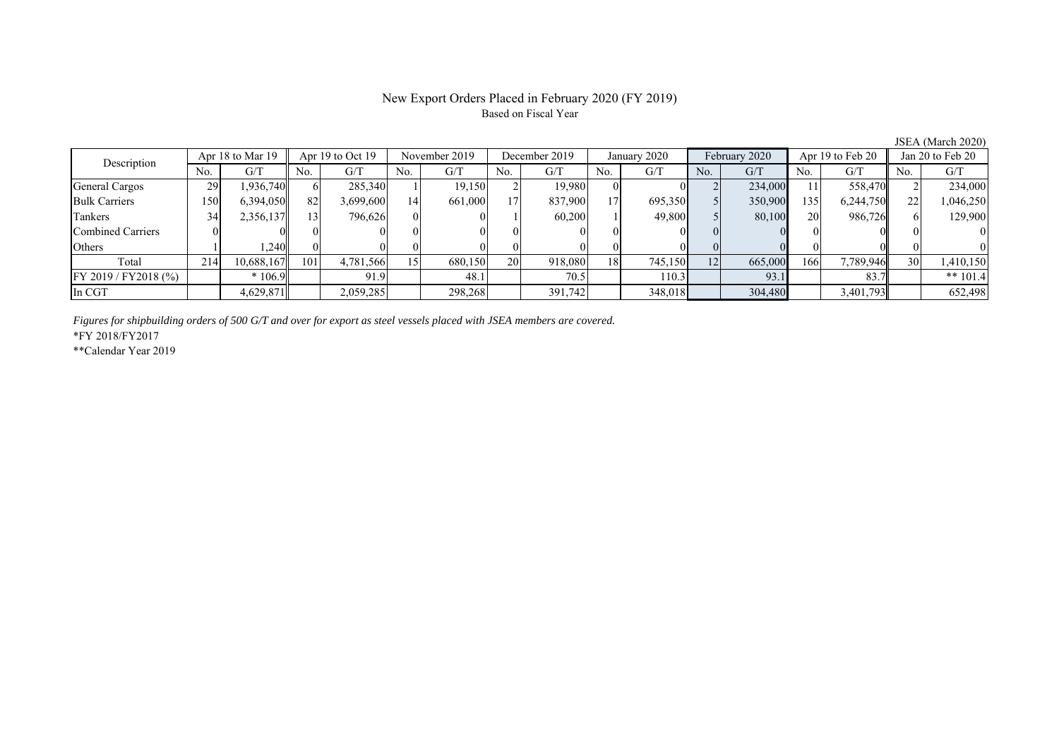# New Export Orders Placed in February 2020 (FY 2019)

Based on Fiscal Year

JSEA (March 2020)

| Description | Apr 18 to Mar 19 | | Apr 19 to Oct 19 | | November 2019 | | December 2019 | | January 2020 | | February 2020 | | Apr 19 to Feb 20 | | Jan 20 to Feb 20 | |
|---|---|---|---|---|---|---|---|---|---|---|---|---|---|---|---|---|
| | No. | G/T | No. | G/T | No. | G/T | No. | G/T | No. | G/T | No. | G/T | No. | G/T | No. | G/T |
| General Cargos | 29 | 1,936,740 | 6 | 285,340 | 1 | 19,150 | 2 | 19,980 | 0 | 0 | 2 | 234,000 | 11 | 558,470 | 2 | 234,000 |
| Bulk Carriers | 150 | 6,394,050 | 82 | 3,699,600 | 14 | 661,000 | 17 | 837,900 | 17 | 695,350 | 5 | 350,900 | 135 | 6,244,750 | 22 | 1,046,250 |
| Tankers | 34 | 2,356,137 | 13 | 796,626 | 0 | 0 | 1 | 60,200 | 1 | 49,800 | 5 | 80,100 | 20 | 986,726 | 6 | 129,900 |
| Combined Carriers | 0 | 0 | 0 | 0 | 0 | 0 | 0 | 0 | 0 | 0 | 0 | 0 | 0 | 0 | 0 | 0 |
| Others | 1 | 1,240 | 0 | 0 | 0 | 0 | 0 | 0 | 0 | 0 | 0 | 0 | 0 | 0 | 0 | 0 |
| Total | 214 | 10,688,167 | 101 | 4,781,566 | 15 | 680,150 | 20 | 918,080 | 18 | 745,150 | 12 | 665,000 | 166 | 7,789,946 | 30 | 1,410,150 |
| FY 2019 / FY2018 (%) | | * 106.9 | | 91.9 | | 48.1 | | 70.5 | | 110.3 | | 93.1 | | 83.7 | | ** 101.4 |
| In CGT | | 4,629,871 | | 2,059,285 | | 298,268 | | 391,742 | | 348,018 | | 304,480 | | 3,401,793 | | 652,498 |

*Figures for shipbuilding orders of 500 G/T and over for export as steel vessels placed with JSEA members are covered.*

*FY 2018/FY2017

**Calendar Year 2019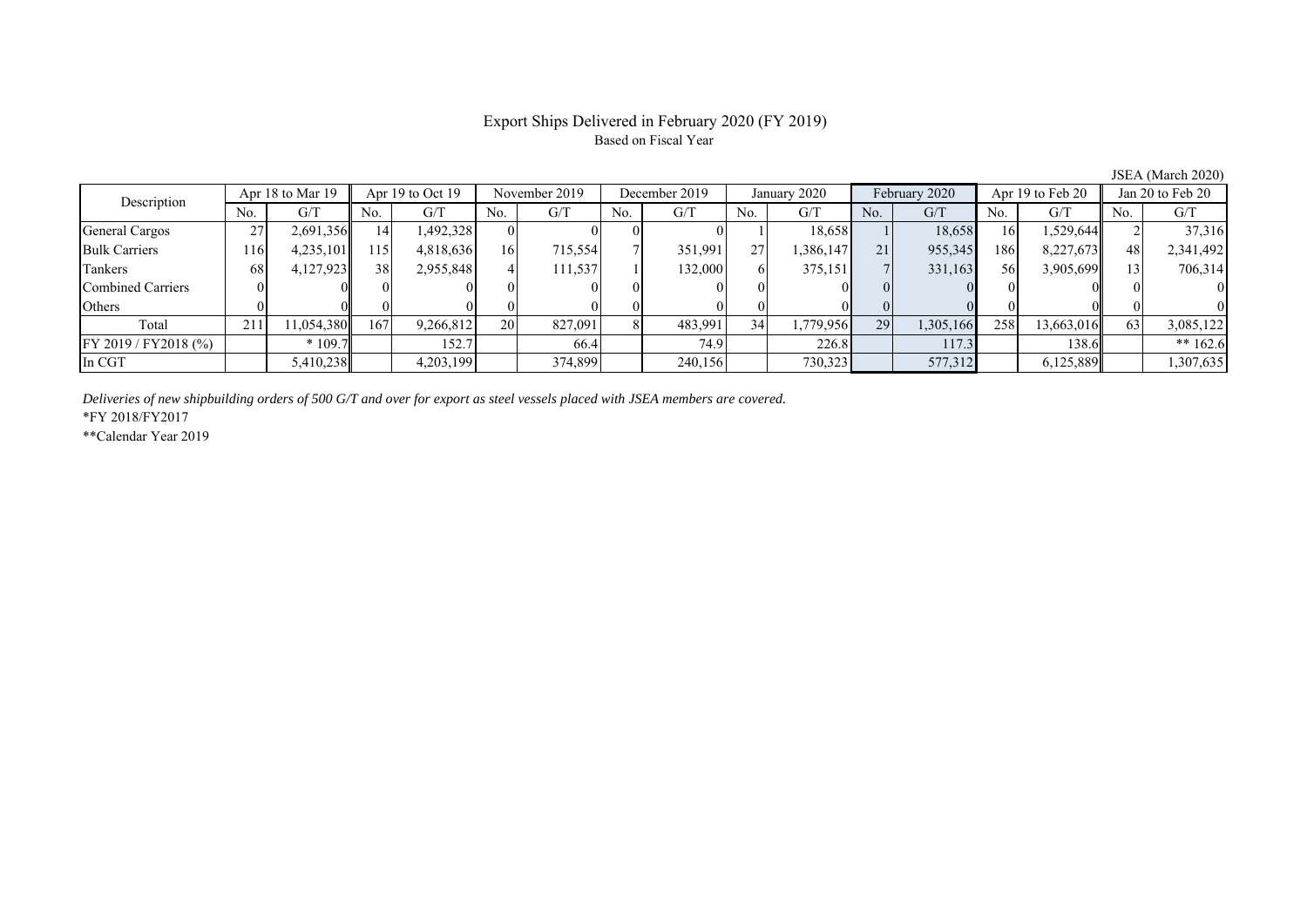# Export Ships Delivered in February 2020 (FY 2019)

Based on Fiscal Year

JSEA (March 2020)

| Description | Apr 18 to Mar 19 | | Apr 19 to Oct 19 | | November 2019 | | December 2019 | | January 2020 | | February 2020 | | Apr 19 to Feb 20 | | Jan 20 to Feb 20 | |
|---|---|---|---|---|---|---|---|---|---|---|---|---|---|---|---|---|
| | No. | G/T | No. | G/T | No. | G/T | No. | G/T | No. | G/T | No. | G/T | No. | G/T | No. | G/T |
| General Cargos | 27 | 2,691,356 | 14 | 1,492,328 | 0 | 0 | 0 | 0 | 1 | 18,658 | 1 | 18,658 | 16 | 1,529,644 | 2 | 37,316 |
| Bulk Carriers | 116 | 4,235,101 | 115 | 4,818,636 | 16 | 715,554 | 7 | 351,991 | 27 | 1,386,147 | 21 | 955,345 | 186 | 8,227,673 | 48 | 2,341,492 |
| Tankers | 68 | 4,127,923 | 38 | 2,955,848 | 4 | 111,537 | 1 | 132,000 | 6 | 375,151 | 7 | 331,163 | 56 | 3,905,699 | 13 | 706,314 |
| Combined Carriers | 0 | 0 | 0 | 0 | 0 | 0 | 0 | 0 | 0 | 0 | 0 | 0 | 0 | 0 | 0 | 0 |
| Others | 0 | 0 | 0 | 0 | 0 | 0 | 0 | 0 | 0 | 0 | 0 | 0 | 0 | 0 | 0 | 0 |
| Total | 211 | 11,054,380 | 167 | 9,266,812 | 20 | 827,091 | 8 | 483,991 | 34 | 1,779,956 | 29 | 1,305,166 | 258 | 13,663,016 | 63 | 3,085,122 |
| FY 2019 / FY2018 (%) | | * 109.7 | | 152.7 | | 66.4 | | 74.9 | | 226.8 | | 117.3 | | 138.6 | | ** 162.6 |
| In CGT | | 5,410,238 | | 4,203,199 | | 374,899 | | 240,156 | | 730,323 | | 577,312 | | 6,125,889 | | 1,307,635 |

*Deliveries of new shipbuilding orders of 500 G/T and over for export as steel vessels placed with JSEA members are covered.*

*FY 2018/FY2017

**Calendar Year 2019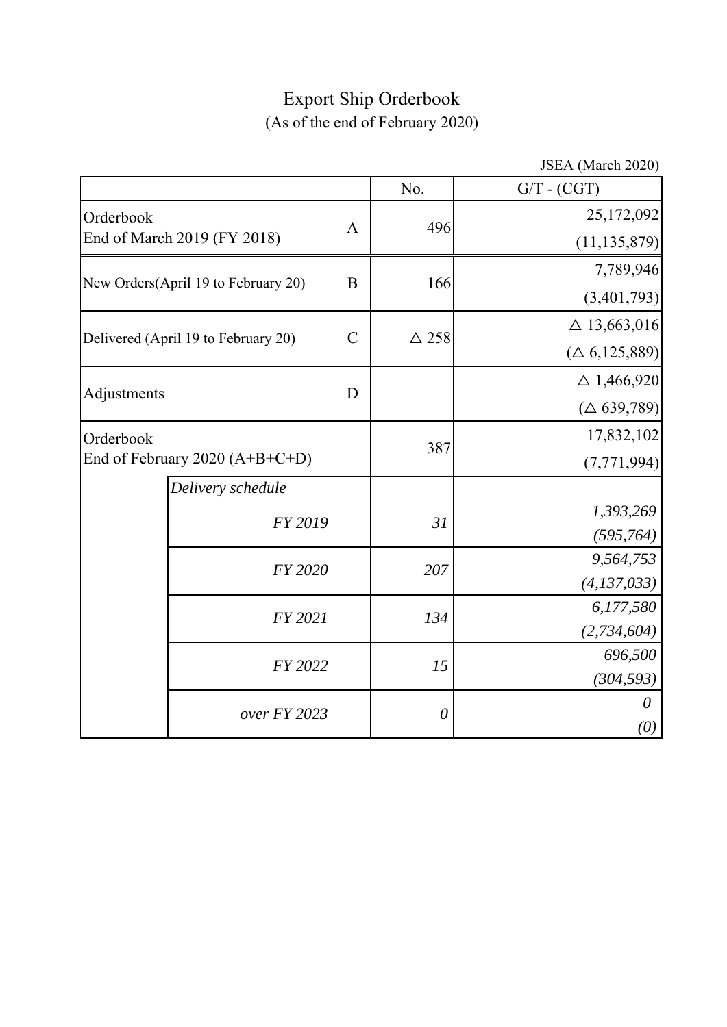# Export Ship Orderbook

(As of the end of February 2020)

JSEA (March 2020)

| | | | No. | G/T - (CGT) |
|---|---|---|---|---|
| Orderbook<br>End of March 2019 (FY 2018) | | A | 496 | 25,172,092<br>(11,135,879) |
| New Orders(April 19 to February 20) | | B | 166 | 7,789,946<br>(3,401,793) |
| Delivered (April 19 to February 20) | | C | △ 258 | △ 13,663,016<br>(△ 6,125,889) |
| Adjustments | | D | | △ 1,466,920<br>(△ 639,789) |
| Orderbook<br>End of February 2020 (A+B+C+D) | | | 387 | 17,832,102<br>(7,771,994) |
| | *Delivery schedule* | | | |
| | *FY 2019* | | *31* | *1,393,269*<br>*(595,764)* |
| | *FY 2020* | | *207* | *9,564,753*<br>*(4,137,033)* |
| | *FY 2021* | | *134* | *6,177,580*<br>*(2,734,604)* |
| | *FY 2022* | | *15* | *696,500*<br>*(304,593)* |
| | *over FY 2023* | | *0* | *0*<br>*(0)* |